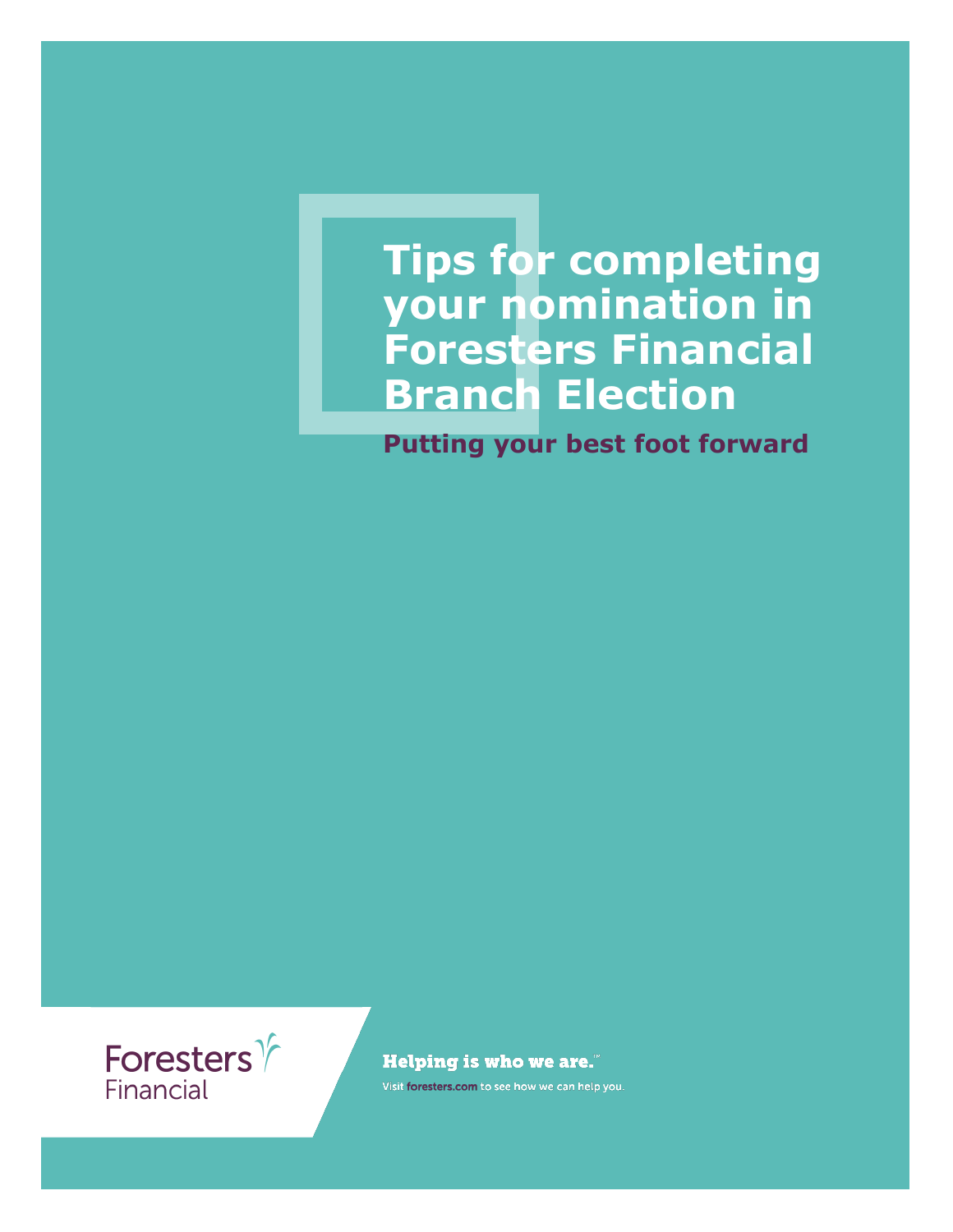# Tips for completing your nomination in Foresters Financial Branch Election

## Putting your best foot forward

Foresters Financial

**Helping is who we are.**™

Visit **foresters.com** to see how we can help you.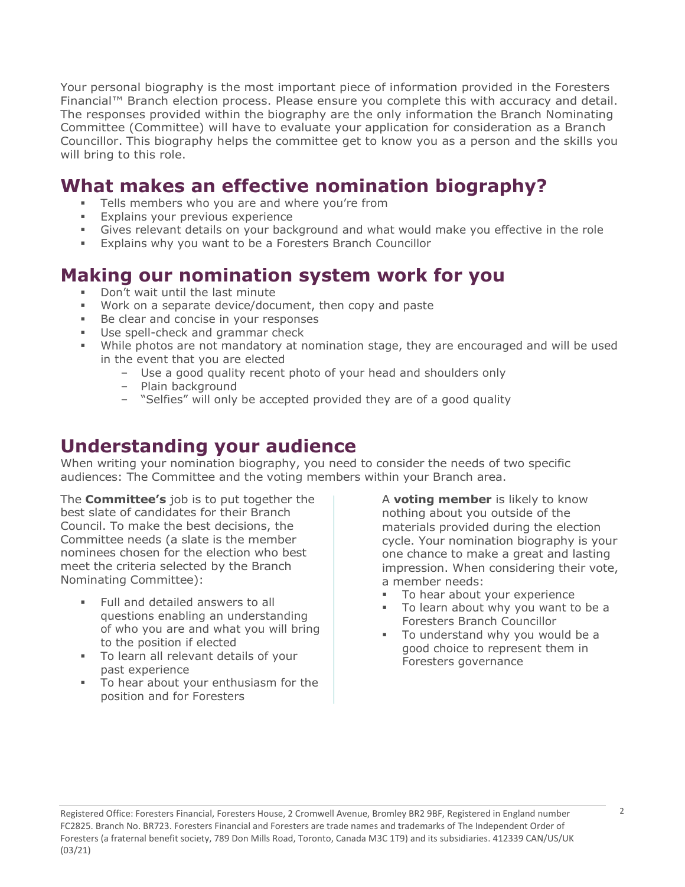Your personal biography is the most important piece of information provided in the Foresters Financial™ Branch election process. Please ensure you complete this with accuracy and detail. The responses provided within the biography are the only information the Branch Nominating Committee (Committee) will have to evaluate your application for consideration as a Branch Councillor. This biography helps the committee get to know you as a person and the skills you will bring to this role.

## What makes an effective nomination biography?

- Tells members who you are and where you're from
- Explains your previous experience
- Gives relevant details on your background and what would make you effective in the role
- Explains why you want to be a Foresters Branch Councillor

## Making our nomination system work for you

- Don't wait until the last minute
- Work on a separate device/document, then copy and paste
- Be clear and concise in your responses
- Use spell-check and grammar check
- While photos are not mandatory at nomination stage, they are encouraged and will be used in the event that you are elected
  - Use a good quality recent photo of your head and shoulders only
  - Plain background
  - "Selfies" will only be accepted provided they are of a good quality

## Understanding your audience

When writing your nomination biography, you need to consider the needs of two specific audiences: The Committee and the voting members within your Branch area.

The **Committee's** job is to put together the best slate of candidates for their Branch Council. To make the best decisions, the Committee needs (a slate is the member nominees chosen for the election who best meet the criteria selected by the Branch Nominating Committee):

- Full and detailed answers to all questions enabling an understanding of who you are and what you will bring to the position if elected
- To learn all relevant details of your past experience
- To hear about your enthusiasm for the position and for Foresters

A **voting member** is likely to know nothing about you outside of the materials provided during the election cycle. Your nomination biography is your one chance to make a great and lasting impression. When considering their vote, a member needs:

- To hear about your experience
- To learn about why you want to be a Foresters Branch Councillor
- To understand why you would be a good choice to represent them in Foresters governance